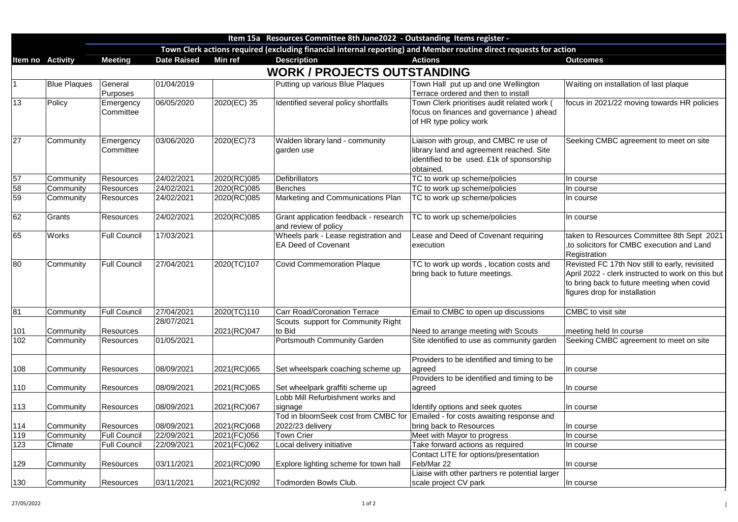# Item 15a Resources Committee 8th June2022 - Outstanding Items register -

## Town Clerk actions required (excluding financial internal reporting) and Member routine direct requests for action

| Item no | Activity | Meeting | Date Raised | Min ref | Description | Actions | Outcomes |
|---|---|---|---|---|---|---|---|
| **WORK / PROJECTS OUTSTANDING** | | | | | | | |
| 1 | Blue Plaques | General Purposes | 01/04/2019 | | Putting up various Blue Plaques | Town Hall put up and one Wellington Terrace ordered and then to install | Waiting on installation of last plaque |
| 13 | Policy | Emergency Committee | 06/05/2020 | 2020(EC) 35 | Identified several policy shortfalls | Town Clerk prioritises audit related work ( focus on finances and governance ) ahead of HR type policy work | focus in 2021/22 moving towards HR policies |
| 27 | Community | Emergency Committee | 03/06/2020 | 2020(EC)73 | Walden library land - community garden use | Liaison with group, and CMBC re use of library land and agreement reached. Site identified to be used. £1k of sponsorship obtained. | Seeking CMBC agreement to meet on site |
| 57 | Community | Resources | 24/02/2021 | 2020(RC)085 | Defibrillators | TC to work up scheme/policies | In course |
| 58 | Community | Resources | 24/02/2021 | 2020(RC)085 | Benches | TC to work up scheme/policies | In course |
| 59 | Community | Resources | 24/02/2021 | 2020(RC)085 | Marketing and Communications Plan | TC to work up scheme/policies | In course |
| 62 | Grants | Resources | 24/02/2021 | 2020(RC)085 | Grant application feedback - research and review of policy | TC to work up scheme/policies | In course |
| 65 | Works | Full Council | 17/03/2021 | | Wheels park - Lease registration and EA Deed of Covenant | Lease and Deed of Covenant requiring execution | taken to Resources Committee 8th Sept 2021 ,to solicitors for CMBC execution and Land Registration |
| 80 | Community | Full Council | 27/04/2021 | 2020(TC)107 | Covid Commemoration Plaque | TC to work up words , location costs and bring back to future meetings. | Revisted FC 17th Nov still to early, revisited April 2022 - clerk instructed to work on this but to bring back to future meeting when covid figures drop for installation |
| 81 | Community | Full Council | 27/04/2021 | 2020(TC)110 | Carr Road/Coronation Terrace | Email to CMBC to open up discussions | CMBC to visit site |
| 101 | Community | Resources | 28/07/2021 | 2021(RC)047 | Scouts support for Community Right to Bid | Need to arrange meeting with Scouts | meeting held In course |
| 102 | Community | Resources | 01/05/2021 | | Portsmouth Community Garden | Site identified to use as community garden | Seeking CMBC agreement to meet on site |
| 108 | Community | Resources | 08/09/2021 | 2021(RC)065 | Set wheelspark coaching scheme up | Providers to be identified and timing to be agreed | In course |
| 110 | Community | Resources | 08/09/2021 | 2021(RC)065 | Set wheelpark graffiti scheme up | Providers to be identified and timing to be agreed | In course |
| 113 | Community | Resources | 08/09/2021 | 2021(RC)067 | Lobb Mill Refurbishment works and signage | Identify options and seek quotes | In course |
| 114 | Community | Resources | 08/09/2021 | 2021(RC)068 | Tod in bloomSeek cost from CMBC for 2022/23 delivery | Emailed - for costs awaiting response and bring back to Resources | In course |
| 119 | Community | Full Council | 22/09/2021 | 2021(FC)056 | Town Crier | Meet with Mayor to progress | In course |
| 123 | Climate | Full Council | 22/09/2021 | 2021(FC)062 | Local delivery initiative | Take forward actions as required | In course |
| 129 | Community | Resources | 03/11/2021 | 2021(RC)090 | Explore lighting scheme for town hall | Contact LITE for options/presentation Feb/Mar 22 | In course |
| 130 | Community | Resources | 03/11/2021 | 2021(RC)092 | Todmorden Bowls Club. | Liaise with other partners re potential larger scale project CV park | In course |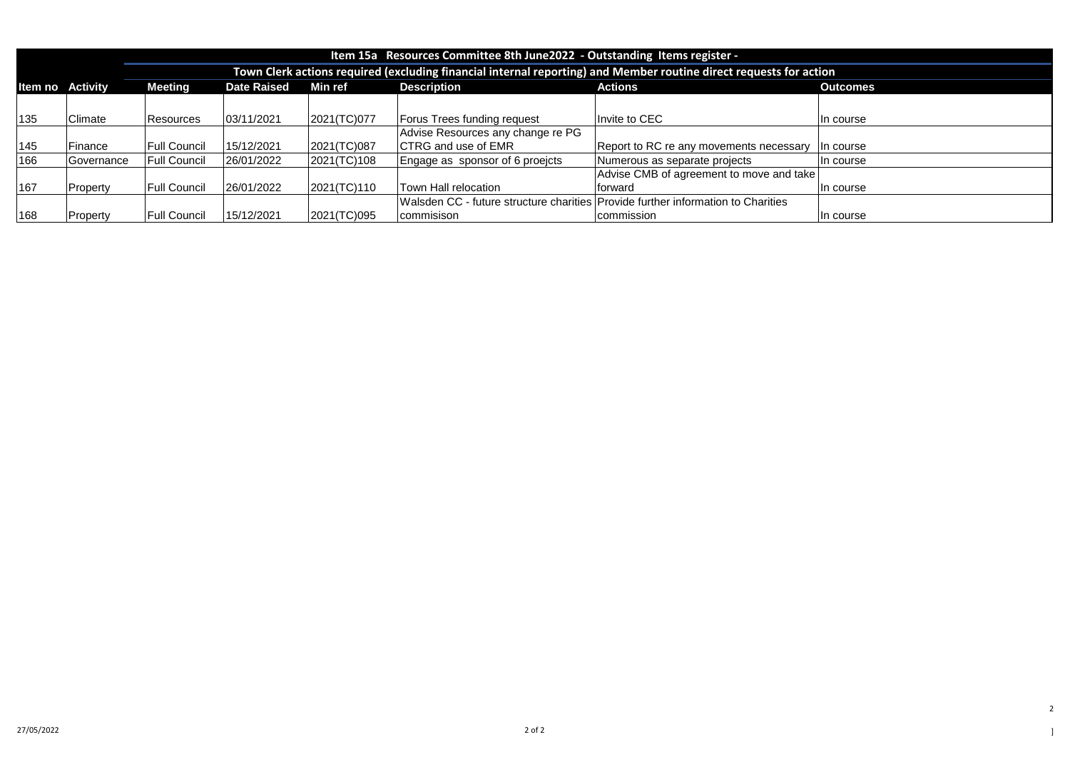## Item 15a Resources Committee 8th June2022 - Outstanding Items register -

### Town Clerk actions required (excluding financial internal reporting) and Member routine direct requests for action

| Item no | Activity | Meeting | Date Raised | Min ref | Description | Actions | Outcomes |
|---|---|---|---|---|---|---|---|
| 135 | Climate | Resources | 03/11/2021 | 2021(TC)077 | Forus Trees funding request | Invite to CEC | In course |
| 145 | Finance | Full Council | 15/12/2021 | 2021(TC)087 | Advise Resources any change re PG CTRG and use of EMR | Report to RC re any movements necessary | In course |
| 166 | Governance | Full Council | 26/01/2022 | 2021(TC)108 | Engage as sponsor of 6 proejcts | Numerous as separate projects | In course |
| 167 | Property | Full Council | 26/01/2022 | 2021(TC)110 | Town Hall relocation | Advise CMB of agreement to move and take forward | In course |
| 168 | Property | Full Council | 15/12/2021 | 2021(TC)095 | Walsden CC - future structure charities commisison | Provide further information to Charities commission | In course |